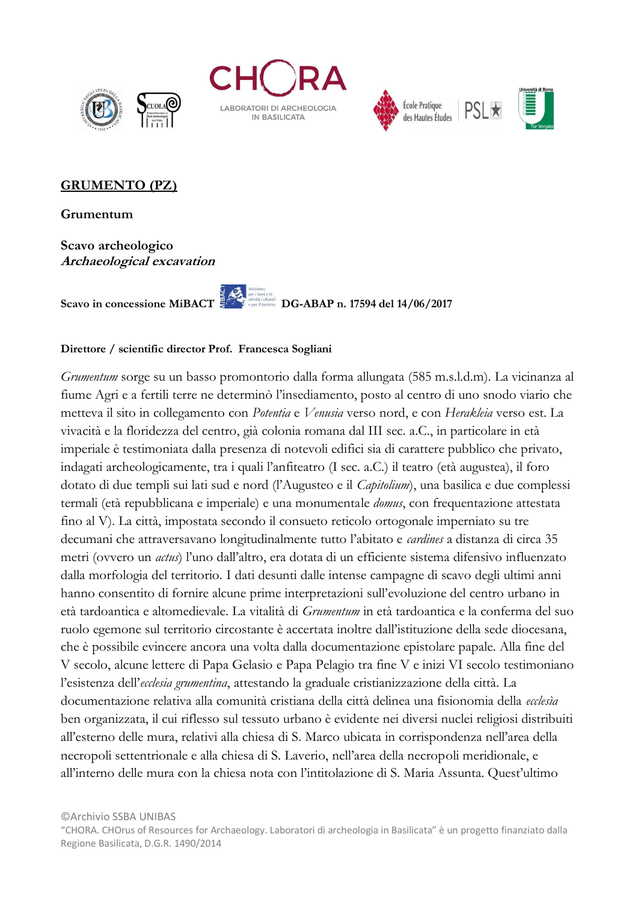**GRUMENTO (PZ)**

**Grumentum**

**Scavo archeologico**
***Archaeological excavation***

**Scavo in concessione MiBACT** **DG-ABAP n. 17594 del 14/06/2017**

**Direttore / scientific director Prof. Francesca Sogliani**

*Grumentum* sorge su un basso promontorio dalla forma allungata (585 m.s.l.d.m). La vicinanza al fiume Agri e a fertili terre ne determinò l'insediamento, posto al centro di uno snodo viario che metteva il sito in collegamento con *Potentia* e *Venusia* verso nord, e con *Herakleia* verso est. La vivacità e la floridezza del centro, già colonia romana dal III sec. a.C., in particolare in età imperiale è testimoniata dalla presenza di notevoli edifici sia di carattere pubblico che privato, indagati archeologicamente, tra i quali l'anfiteatro (I sec. a.C.) il teatro (età augustea), il foro dotato di due templi sui lati sud e nord (l'Augusteo e il *Capitolium*), una basilica e due complessi termali (età repubblicana e imperiale) e una monumentale *domus*, con frequentazione attestata fino al V). La città, impostata secondo il consueto reticolo ortogonale imperniato su tre decumani che attraversavano longitudinalmente tutto l'abitato e *cardines* a distanza di circa 35 metri (ovvero un *actus*) l'uno dall'altro, era dotata di un efficiente sistema difensivo influenzato dalla morfologia del territorio. I dati desunti dalle intense campagne di scavo degli ultimi anni hanno consentito di fornire alcune prime interpretazioni sull'evoluzione del centro urbano in età tardoantica e altomedievale. La vitalità di *Grumentum* in età tardoantica e la conferma del suo ruolo egemone sul territorio circostante è accertata inoltre dall'istituzione della sede diocesana, che è possibile evincere ancora una volta dalla documentazione epistolare papale. Alla fine del V secolo, alcune lettere di Papa Gelasio e Papa Pelagio tra fine V e inizi VI secolo testimoniano l'esistenza dell'*ecclesia grumentina*, attestando la graduale cristianizzazione della città. La documentazione relativa alla comunità cristiana della città delinea una fisionomia della *ecclesìa* ben organizzata, il cui riflesso sul tessuto urbano è evidente nei diversi nuclei religiosi distribuiti all'esterno delle mura, relativi alla chiesa di S. Marco ubicata in corrispondenza nell'area della necropoli settentrionale e alla chiesa di S. Laverio, nell'area della necropoli meridionale, e all'interno delle mura con la chiesa nota con l'intitolazione di S. Maria Assunta. Quest'ultimo

©Archivio SSBA UNIBAS
"CHORA. CHOrus of Resources for Archaeology. Laboratori di archeologia in Basilicata" è un progetto finanziato dalla Regione Basilicata, D.G.R. 1490/2014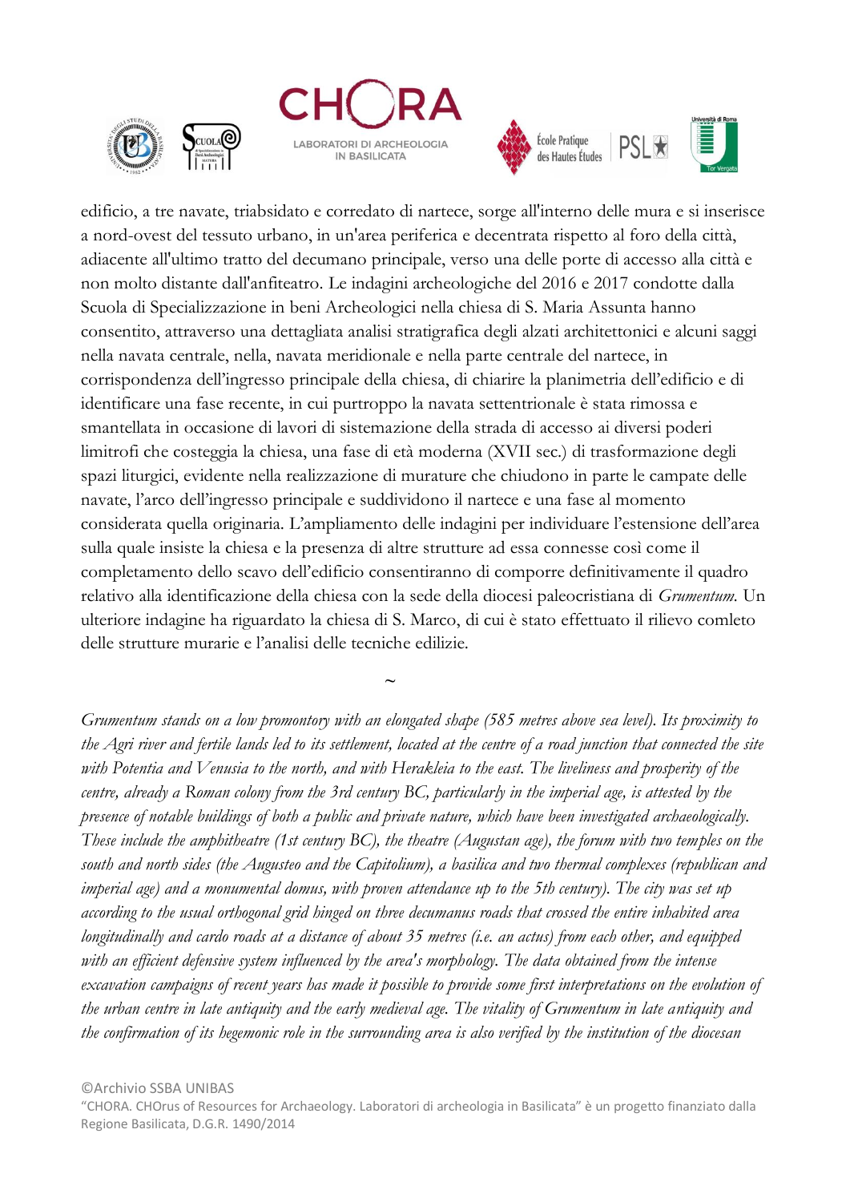edificio, a tre navate, triabsidato e corredato di nartece, sorge all'interno delle mura e si inserisce a nord-ovest del tessuto urbano, in un'area periferica e decentrata rispetto al foro della città, adiacente all'ultimo tratto del decumano principale, verso una delle porte di accesso alla città e non molto distante dall'anfiteatro. Le indagini archeologiche del 2016 e 2017 condotte dalla Scuola di Specializzazione in beni Archeologici nella chiesa di S. Maria Assunta hanno consentito, attraverso una dettagliata analisi stratigrafica degli alzati architettonici e alcuni saggi nella navata centrale, nella, navata meridionale e nella parte centrale del nartece, in corrispondenza dell'ingresso principale della chiesa, di chiarire la planimetria dell'edificio e di identificare una fase recente, in cui purtroppo la navata settentrionale è stata rimossa e smantellata in occasione di lavori di sistemazione della strada di accesso ai diversi poderi limitrofi che costeggia la chiesa, una fase di età moderna (XVII sec.) di trasformazione degli spazi liturgici, evidente nella realizzazione di murature che chiudono in parte le campate delle navate, l'arco dell'ingresso principale e suddividono il nartece e una fase al momento considerata quella originaria. L'ampliamento delle indagini per individuare l'estensione dell'area sulla quale insiste la chiesa e la presenza di altre strutture ad essa connesse così come il completamento dello scavo dell'edificio consentiranno di comporre definitivamente il quadro relativo alla identificazione della chiesa con la sede della diocesi paleocristiana di *Grumentum*. Un ulteriore indagine ha riguardato la chiesa di S. Marco, di cui è stato effettuato il rilievo comleto delle strutture murarie e l'analisi delle tecniche edilizie.

~

*Grumentum stands on a low promontory with an elongated shape (585 metres above sea level). Its proximity to the Agri river and fertile lands led to its settlement, located at the centre of a road junction that connected the site with Potentia and Venusia to the north, and with Herakleia to the east. The liveliness and prosperity of the centre, already a Roman colony from the 3rd century BC, particularly in the imperial age, is attested by the presence of notable buildings of both a public and private nature, which have been investigated archaeologically. These include the amphitheatre (1st century BC), the theatre (Augustan age), the forum with two temples on the south and north sides (the Augusteo and the Capitolium), a basilica and two thermal complexes (republican and imperial age) and a monumental domus, with proven attendance up to the 5th century). The city was set up according to the usual orthogonal grid hinged on three decumanus roads that crossed the entire inhabited area longitudinally and cardo roads at a distance of about 35 metres (i.e. an actus) from each other, and equipped with an efficient defensive system influenced by the area's morphology. The data obtained from the intense excavation campaigns of recent years has made it possible to provide some first interpretations on the evolution of the urban centre in late antiquity and the early medieval age. The vitality of Grumentum in late antiquity and the confirmation of its hegemonic role in the surrounding area is also verified by the institution of the diocesan*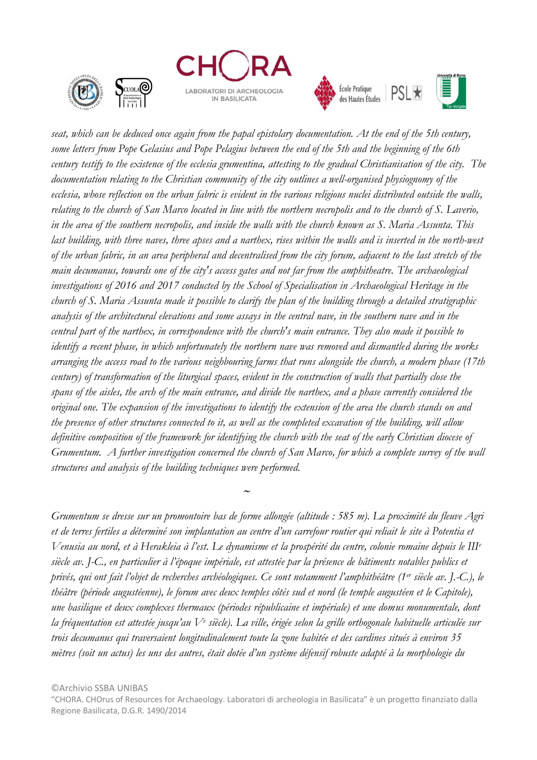*seat, which can be deduced once again from the papal epistolary documentation. At the end of the 5th century, some letters from Pope Gelasius and Pope Pelagius between the end of the 5th and the beginning of the 6th century testify to the existence of the ecclesia grumentina, attesting to the gradual Christianisation of the city. The documentation relating to the Christian community of the city outlines a well-organised physiognomy of the ecclesia, whose reflection on the urban fabric is evident in the various religious nuclei distributed outside the walls, relating to the church of San Marco located in line with the northern necropolis and to the church of S. Laverio, in the area of the southern necropolis, and inside the walls with the church known as S. Maria Assunta. This last building, with three naves, three apses and a narthex, rises within the walls and is inserted in the north-west of the urban fabric, in an area peripheral and decentralised from the city forum, adjacent to the last stretch of the main decumanus, towards one of the city's access gates and not far from the amphitheatre. The archaeological investigations of 2016 and 2017 conducted by the School of Specialisation in Archaeological Heritage in the church of S. Maria Assunta made it possible to clarify the plan of the building through a detailed stratigraphic analysis of the architectural elevations and some assays in the central nave, in the southern nave and in the central part of the narthex, in correspondence with the church's main entrance. They also made it possible to identify a recent phase, in which unfortunately the northern nave was removed and dismantled during the works arranging the access road to the various neighbouring farms that runs alongside the church, a modern phase (17th century) of transformation of the liturgical spaces, evident in the construction of walls that partially close the spans of the aisles, the arch of the main entrance, and divide the narthex, and a phase currently considered the original one. The expansion of the investigations to identify the extension of the area the church stands on and the presence of other structures connected to it, as well as the completed excavation of the building, will allow definitive composition of the framework for identifying the church with the seat of the early Christian diocese of Grumentum. A further investigation concerned the church of San Marco, for which a complete survey of the wall structures and analysis of the building techniques were performed.*

~

*Grumentum se dresse sur un promontoire bas de forme allongée (altitude : 585 m). La proximité du fleuve Agri et de terres fertiles a déterminé son implantation au centre d'un carrefour routier qui reliait le site à Potentia et Venusia au nord, et à Herakleia à l'est. Le dynamisme et la prospérité du centre, colonie romaine depuis le III*[e] *siècle av. J-C., en particulier à l'époque impériale, est attestée par la présence de bâtiments notables publics et privés, qui ont fait l'objet de recherches archéologiques. Ce sont notamment l'amphithéâtre (1*[er] *siècle av. J.-C.), le théâtre (période augustéenne), le forum avec deux temples côtés sud et nord (le temple augustéen et le Capitole), une basilique et deux complexes thermaux (périodes républicaine et impériale) et une domus monumentale, dont la fréquentation est attestée jusqu'au V*[e] *siècle). La ville, érigée selon la grille orthogonale habituelle articulée sur trois decumanus qui traversaient longitudinalement toute la zone habitée et des cardines situés à environ 35 mètres (soit un actus) les uns des autres, était dotée d'un système défensif robuste adapté à la morphologie du*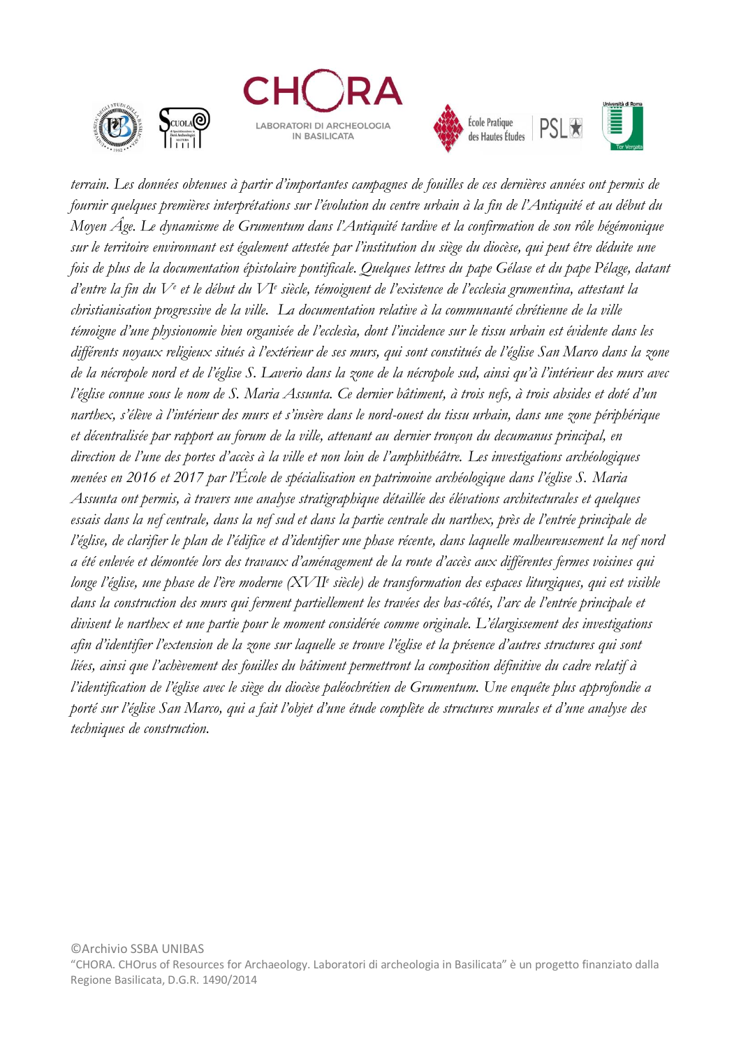*terrain. Les données obtenues à partir d'importantes campagnes de fouilles de ces dernières années ont permis de fournir quelques premières interprétations sur l'évolution du centre urbain à la fin de l'Antiquité et au début du Moyen Âge. Le dynamisme de Grumentum dans l'Antiquité tardive et la confirmation de son rôle hégémonique sur le territoire environnant est également attestée par l'institution du siège du diocèse, qui peut être déduite une fois de plus de la documentation épistolaire pontificale. Quelques lettres du pape Gélase et du pape Pélage, datant d'entre la fin du V*[e] *et le début du VI*[e] *siècle, témoignent de l'existence de l'ecclesia grumentina, attestant la christianisation progressive de la ville. La documentation relative à la communauté chrétienne de la ville témoigne d'une physionomie bien organisée de l'ecclesìa, dont l'incidence sur le tissu urbain est évidente dans les différents noyaux religieux situés à l'extérieur de ses murs, qui sont constitués de l'église San Marco dans la zone de la nécropole nord et de l'église S. Laverio dans la zone de la nécropole sud, ainsi qu'à l'intérieur des murs avec l'église connue sous le nom de S. Maria Assunta. Ce dernier bâtiment, à trois nefs, à trois absides et doté d'un narthex, s'élève à l'intérieur des murs et s'insère dans le nord-ouest du tissu urbain, dans une zone périphérique et décentralisée par rapport au forum de la ville, attenant au dernier tronçon du decumanus principal, en direction de l'une des portes d'accès à la ville et non loin de l'amphithéâtre. Les investigations archéologiques menées en 2016 et 2017 par l'École de spécialisation en patrimoine archéologique dans l'église S. Maria Assunta ont permis, à travers une analyse stratigraphique détaillée des élévations architecturales et quelques essais dans la nef centrale, dans la nef sud et dans la partie centrale du narthex, près de l'entrée principale de l'église, de clarifier le plan de l'édifice et d'identifier une phase récente, dans laquelle malheureusement la nef nord a été enlevée et démontée lors des travaux d'aménagement de la route d'accès aux différentes fermes voisines qui longe l'église, une phase de l'ère moderne (XVII*[e] *siècle) de transformation des espaces liturgiques, qui est visible dans la construction des murs qui ferment partiellement les travées des bas-côtés, l'arc de l'entrée principale et divisent le narthex et une partie pour le moment considérée comme originale. L'élargissement des investigations afin d'identifier l'extension de la zone sur laquelle se trouve l'église et la présence d'autres structures qui sont liées, ainsi que l'achèvement des fouilles du bâtiment permettront la composition définitive du cadre relatif à l'identification de l'église avec le siège du diocèse paléochrétien de Grumentum. Une enquête plus approfondie a porté sur l'église San Marco, qui a fait l'objet d'une étude complète de structures murales et d'une analyse des techniques de construction.*